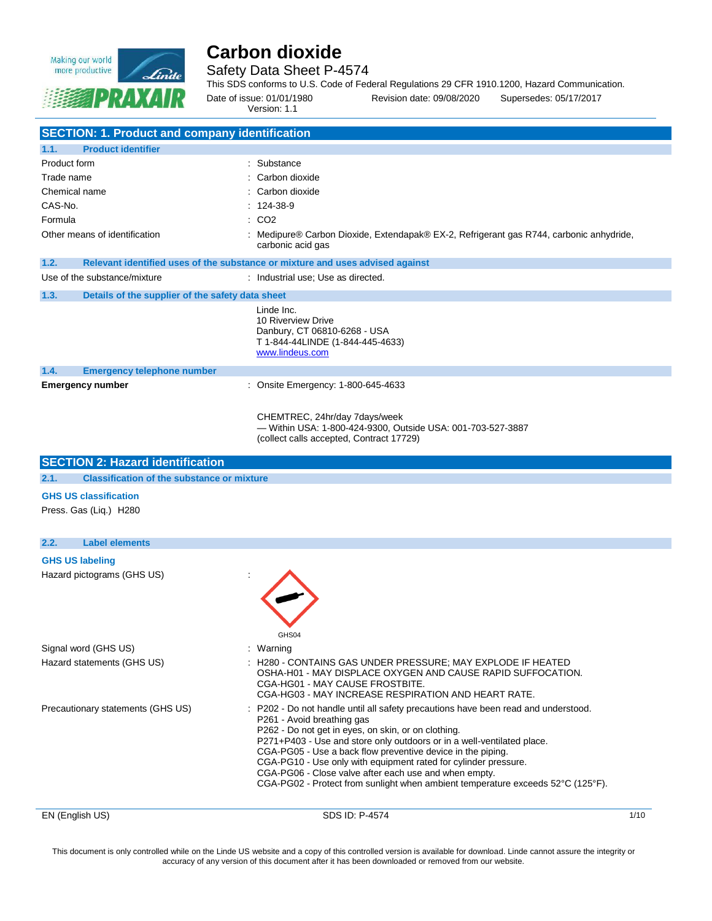# Carbon dioxide

Safety Data Sheet P-4574

This SDS conforms to U.S. Code of Federal Regulations 29 CFR 1910.1200, Hazard Communication.

Date of issue: 01/01/1980 Revision date: 09/08/2020 Supersedes: 05/17/2017

Version: 1.1

## SECTION: 1. Product and company identification

### 1.1. Product identifier

| | |
|---|---|
| Product form | : Substance |
| Trade name | : Carbon dioxide |
| Chemical name | : Carbon dioxide |
| CAS-No. | : 124-38-9 |
| Formula | : CO2 |
| Other means of identification | : Medipure® Carbon Dioxide, Extendapak® EX-2, Refrigerant gas R744, carbonic anhydride, carbonic acid gas |

### 1.2. Relevant identified uses of the substance or mixture and uses advised against

Use of the substance/mixture : Industrial use; Use as directed.

### 1.3. Details of the supplier of the safety data sheet

Linde Inc.
10 Riverview Drive
Danbury, CT 06810-6268 - USA
T 1-844-44LINDE (1-844-445-4633)
www.lindeus.com

### 1.4. Emergency telephone number

**Emergency number** : Onsite Emergency: 1-800-645-4633

CHEMTREC, 24hr/day 7days/week
— Within USA: 1-800-424-9300, Outside USA: 001-703-527-3887
(collect calls accepted, Contract 17729)

## SECTION 2: Hazard identification

### 2.1. Classification of the substance or mixture

**GHS US classification**

Press. Gas (Liq.) H280

### 2.2. Label elements

**GHS US labeling**

Hazard pictograms (GHS US) :

GHS04

Signal word (GHS US) : Warning

Hazard statements (GHS US) : H280 - CONTAINS GAS UNDER PRESSURE; MAY EXPLODE IF HEATED
OSHA-H01 - MAY DISPLACE OXYGEN AND CAUSE RAPID SUFFOCATION.
CGA-HG01 - MAY CAUSE FROSTBITE.
CGA-HG03 - MAY INCREASE RESPIRATION AND HEART RATE.

Precautionary statements (GHS US) : P202 - Do not handle until all safety precautions have been read and understood.
P261 - Avoid breathing gas
P262 - Do not get in eyes, on skin, or on clothing.
P271+P403 - Use and store only outdoors or in a well-ventilated place.
CGA-PG05 - Use a back flow preventive device in the piping.
CGA-PG10 - Use only with equipment rated for cylinder pressure.
CGA-PG06 - Close valve after each use and when empty.
CGA-PG02 - Protect from sunlight when ambient temperature exceeds 52°C (125°F).

This document is only controlled while on the Linde US website and a copy of this controlled version is available for download. Linde cannot assure the integrity or accuracy of any version of this document after it has been downloaded or removed from our website.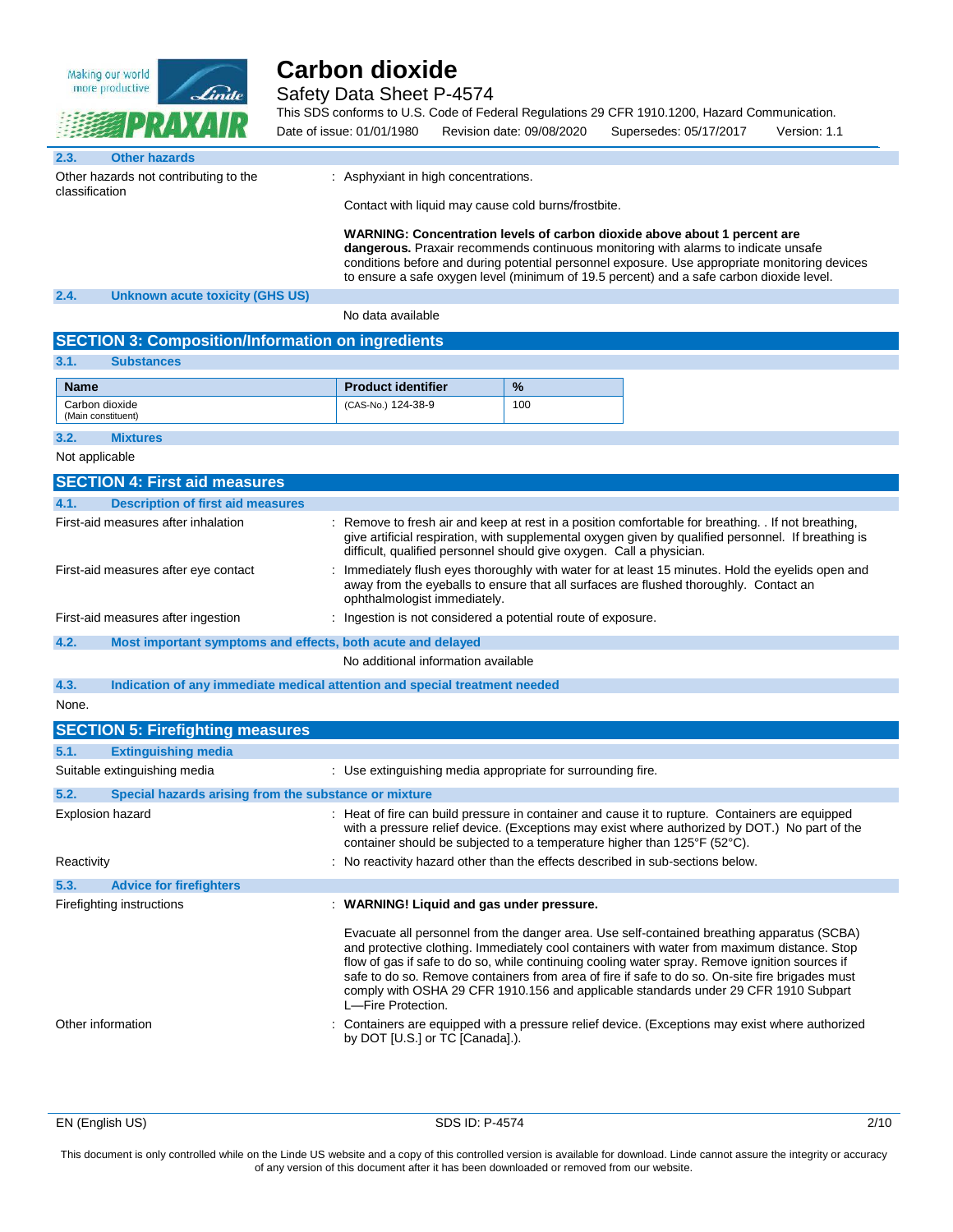### 2.3. Other hazards

| | |
|---|---|
| Other hazards not contributing to the classification | : Asphyxiant in high concentrations. |
| | Contact with liquid may cause cold burns/frostbite. |
| | **WARNING: Concentration levels of carbon dioxide above about 1 percent are dangerous.** Praxair recommends continuous monitoring with alarms to indicate unsafe conditions before and during potential personnel exposure. Use appropriate monitoring devices to ensure a safe oxygen level (minimum of 19.5 percent) and a safe carbon dioxide level. |

### 2.4. Unknown acute toxicity (GHS US)

No data available

## SECTION 3: Composition/Information on ingredients

### 3.1. Substances

| Name | Product identifier | % |
|---|---|---|
| Carbon dioxide (Main constituent) | (CAS-No.) 124-38-9 | 100 |

### 3.2. Mixtures

Not applicable

## SECTION 4: First aid measures

### 4.1. Description of first aid measures

| | |
|---|---|
| First-aid measures after inhalation | : Remove to fresh air and keep at rest in a position comfortable for breathing. . If not breathing, give artificial respiration, with supplemental oxygen given by qualified personnel. If breathing is difficult, qualified personnel should give oxygen. Call a physician. |
| First-aid measures after eye contact | : Immediately flush eyes thoroughly with water for at least 15 minutes. Hold the eyelids open and away from the eyeballs to ensure that all surfaces are flushed thoroughly. Contact an ophthalmologist immediately. |
| First-aid measures after ingestion | : Ingestion is not considered a potential route of exposure. |

### 4.2. Most important symptoms and effects, both acute and delayed

No additional information available

### 4.3. Indication of any immediate medical attention and special treatment needed

None.

## SECTION 5: Firefighting measures

### 5.1. Extinguishing media

| | |
|---|---|
| Suitable extinguishing media | : Use extinguishing media appropriate for surrounding fire. |

### 5.2. Special hazards arising from the substance or mixture

| | |
|---|---|
| Explosion hazard | : Heat of fire can build pressure in container and cause it to rupture. Containers are equipped with a pressure relief device. (Exceptions may exist where authorized by DOT.) No part of the container should be subjected to a temperature higher than 125°F (52°C). |
| Reactivity | : No reactivity hazard other than the effects described in sub-sections below. |

### 5.3. Advice for firefighters

| | |
|---|---|
| Firefighting instructions | : **WARNING! Liquid and gas under pressure.** |
| | Evacuate all personnel from the danger area. Use self-contained breathing apparatus (SCBA) and protective clothing. Immediately cool containers with water from maximum distance. Stop flow of gas if safe to do so, while continuing cooling water spray. Remove ignition sources if safe to do so. Remove containers from area of fire if safe to do so. On-site fire brigades must comply with OSHA 29 CFR 1910.156 and applicable standards under 29 CFR 1910 Subpart L—Fire Protection. |
| Other information | : Containers are equipped with a pressure relief device. (Exceptions may exist where authorized by DOT [U.S.] or TC [Canada].). |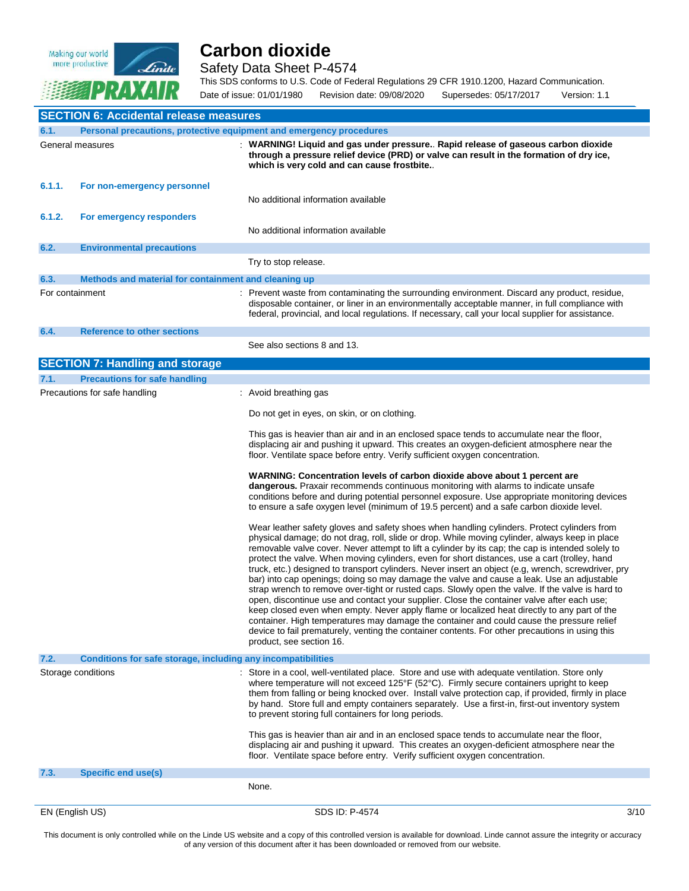## SECTION 6: Accidental release measures

### 6.1. Personal precautions, protective equipment and emergency procedures

General measures : **WARNING! Liquid and gas under pressure.. Rapid release of gaseous carbon dioxide through a pressure relief device (PRD) or valve can result in the formation of dry ice, which is very cold and can cause frostbite..**

#### 6.1.1. For non-emergency personnel

No additional information available

#### 6.1.2. For emergency responders

No additional information available

### 6.2. Environmental precautions

Try to stop release.

### 6.3. Methods and material for containment and cleaning up

For containment : Prevent waste from contaminating the surrounding environment. Discard any product, residue, disposable container, or liner in an environmentally acceptable manner, in full compliance with federal, provincial, and local regulations. If necessary, call your local supplier for assistance.

### 6.4. Reference to other sections

See also sections 8 and 13.

## SECTION 7: Handling and storage

### 7.1. Precautions for safe handling

Precautions for safe handling : Avoid breathing gas

Do not get in eyes, on skin, or on clothing.

This gas is heavier than air and in an enclosed space tends to accumulate near the floor, displacing air and pushing it upward. This creates an oxygen-deficient atmosphere near the floor. Ventilate space before entry. Verify sufficient oxygen concentration.

**WARNING: Concentration levels of carbon dioxide above about 1 percent are dangerous.** Praxair recommends continuous monitoring with alarms to indicate unsafe conditions before and during potential personnel exposure. Use appropriate monitoring devices to ensure a safe oxygen level (minimum of 19.5 percent) and a safe carbon dioxide level.

Wear leather safety gloves and safety shoes when handling cylinders. Protect cylinders from physical damage; do not drag, roll, slide or drop. While moving cylinder, always keep in place removable valve cover. Never attempt to lift a cylinder by its cap; the cap is intended solely to protect the valve. When moving cylinders, even for short distances, use a cart (trolley, hand truck, etc.) designed to transport cylinders. Never insert an object (e.g, wrench, screwdriver, pry bar) into cap openings; doing so may damage the valve and cause a leak. Use an adjustable strap wrench to remove over-tight or rusted caps. Slowly open the valve. If the valve is hard to open, discontinue use and contact your supplier. Close the container valve after each use; keep closed even when empty. Never apply flame or localized heat directly to any part of the container. High temperatures may damage the container and could cause the pressure relief device to fail prematurely, venting the container contents. For other precautions in using this product, see section 16.

### 7.2. Conditions for safe storage, including any incompatibilities

Storage conditions : Store in a cool, well-ventilated place. Store and use with adequate ventilation. Store only where temperature will not exceed 125°F (52°C). Firmly secure containers upright to keep them from falling or being knocked over. Install valve protection cap, if provided, firmly in place by hand. Store full and empty containers separately. Use a first-in, first-out inventory system to prevent storing full containers for long periods.

This gas is heavier than air and in an enclosed space tends to accumulate near the floor, displacing air and pushing it upward. This creates an oxygen-deficient atmosphere near the floor. Ventilate space before entry. Verify sufficient oxygen concentration.

### 7.3. Specific end use(s)

None.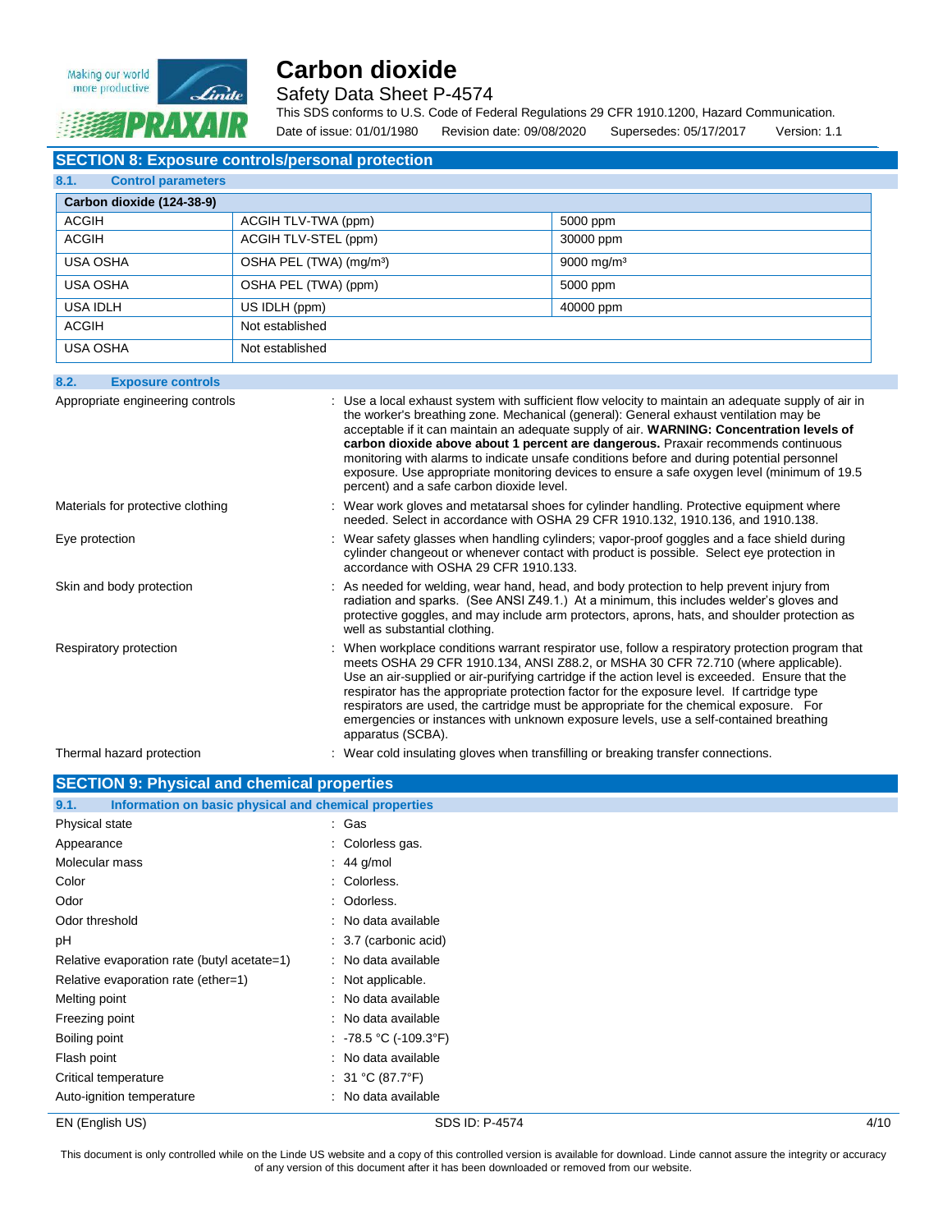## SECTION 8: Exposure controls/personal protection

### 8.1. Control parameters

| Carbon dioxide (124-38-9) | | |
|---|---|---|
| ACGIH | ACGIH TLV-TWA (ppm) | 5000 ppm |
| ACGIH | ACGIH TLV-STEL (ppm) | 30000 ppm |
| USA OSHA | OSHA PEL (TWA) (mg/m³) | 9000 mg/m³ |
| USA OSHA | OSHA PEL (TWA) (ppm) | 5000 ppm |
| USA IDLH | US IDLH (ppm) | 40000 ppm |
| ACGIH | Not established | |
| USA OSHA | Not established | |

### 8.2. Exposure controls

Appropriate engineering controls : Use a local exhaust system with sufficient flow velocity to maintain an adequate supply of air in the worker's breathing zone. Mechanical (general): General exhaust ventilation may be acceptable if it can maintain an adequate supply of air. **WARNING: Concentration levels of carbon dioxide above about 1 percent are dangerous.** Praxair recommends continuous monitoring with alarms to indicate unsafe conditions before and during potential personnel exposure. Use appropriate monitoring devices to ensure a safe oxygen level (minimum of 19.5 percent) and a safe carbon dioxide level.

Materials for protective clothing : Wear work gloves and metatarsal shoes for cylinder handling. Protective equipment where needed. Select in accordance with OSHA 29 CFR 1910.132, 1910.136, and 1910.138.

Eye protection : Wear safety glasses when handling cylinders; vapor-proof goggles and a face shield during cylinder changeout or whenever contact with product is possible. Select eye protection in accordance with OSHA 29 CFR 1910.133.

Skin and body protection : As needed for welding, wear hand, head, and body protection to help prevent injury from radiation and sparks. (See ANSI Z49.1.) At a minimum, this includes welder's gloves and protective goggles, and may include arm protectors, aprons, hats, and shoulder protection as well as substantial clothing.

Respiratory protection : When workplace conditions warrant respirator use, follow a respiratory protection program that meets OSHA 29 CFR 1910.134, ANSI Z88.2, or MSHA 30 CFR 72.710 (where applicable). Use an air-supplied or air-purifying cartridge if the action level is exceeded. Ensure that the respirator has the appropriate protection factor for the exposure level. If cartridge type respirators are used, the cartridge must be appropriate for the chemical exposure. For emergencies or instances with unknown exposure levels, use a self-contained breathing apparatus (SCBA).

Thermal hazard protection : Wear cold insulating gloves when transfilling or breaking transfer connections.

## SECTION 9: Physical and chemical properties

### 9.1. Information on basic physical and chemical properties

Physical state : Gas

Appearance : Colorless gas.

Molecular mass : 44 g/mol

Color : Colorless.

Odor : Odorless.

Odor threshold : No data available

pH : 3.7 (carbonic acid)

Relative evaporation rate (butyl acetate=1) : No data available

Relative evaporation rate (ether=1) : Not applicable.

Melting point : No data available

Freezing point : No data available

Boiling point : -78.5 °C (-109.3°F)

Flash point : No data available

Critical temperature : 31 °C (87.7°F)

Auto-ignition temperature : No data available

This document is only controlled while on the Linde US website and a copy of this controlled version is available for download. Linde cannot assure the integrity or accuracy of any version of this document after it has been downloaded or removed from our website.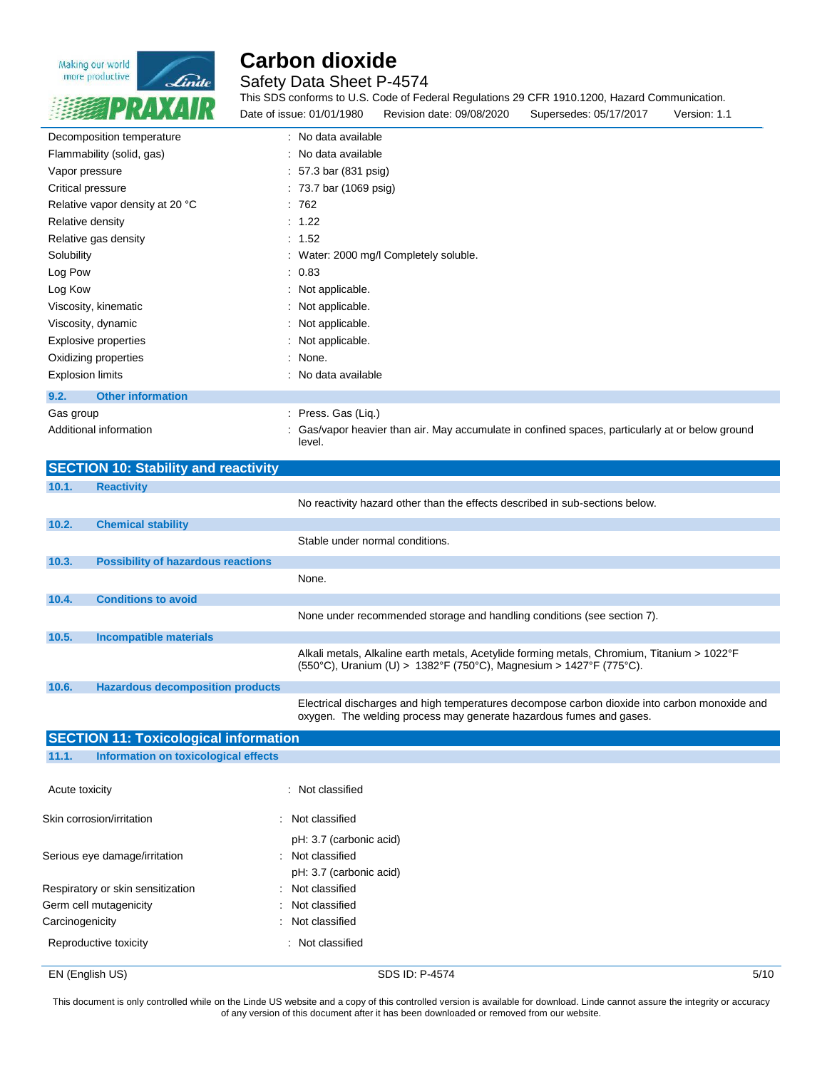| | |
|---|---|
| Decomposition temperature | : No data available |
| Flammability (solid, gas) | : No data available |
| Vapor pressure | : 57.3 bar (831 psig) |
| Critical pressure | : 73.7 bar (1069 psig) |
| Relative vapor density at 20 °C | : 762 |
| Relative density | : 1.22 |
| Relative gas density | : 1.52 |
| Solubility | : Water: 2000 mg/l Completely soluble. |
| Log Pow | : 0.83 |
| Log Kow | : Not applicable. |
| Viscosity, kinematic | : Not applicable. |
| Viscosity, dynamic | : Not applicable. |
| Explosive properties | : Not applicable. |
| Oxidizing properties | : None. |
| Explosion limits | : No data available |

### 9.2. Other information

| | |
|---|---|
| Gas group | : Press. Gas (Liq.) |
| Additional information | : Gas/vapor heavier than air. May accumulate in confined spaces, particularly at or below ground level. |

## SECTION 10: Stability and reactivity

### 10.1. Reactivity

No reactivity hazard other than the effects described in sub-sections below.

### 10.2. Chemical stability

Stable under normal conditions.

### 10.3. Possibility of hazardous reactions

None.

### 10.4. Conditions to avoid

None under recommended storage and handling conditions (see section 7).

### 10.5. Incompatible materials

Alkali metals, Alkaline earth metals, Acetylide forming metals, Chromium, Titanium > 1022°F (550°C), Uranium (U) > 1382°F (750°C), Magnesium > 1427°F (775°C).

### 10.6. Hazardous decomposition products

Electrical discharges and high temperatures decompose carbon dioxide into carbon monoxide and oxygen. The welding process may generate hazardous fumes and gases.

## SECTION 11: Toxicological information

### 11.1. Information on toxicological effects

| | |
|---|---|
| Acute toxicity | : Not classified |
| Skin corrosion/irritation | : Not classified<br>pH: 3.7 (carbonic acid) |
| Serious eye damage/irritation | : Not classified<br>pH: 3.7 (carbonic acid) |
| Respiratory or skin sensitization | : Not classified |
| Germ cell mutagenicity | : Not classified |
| Carcinogenicity | : Not classified |
| Reproductive toxicity | : Not classified |

This document is only controlled while on the Linde US website and a copy of this controlled version is available for download. Linde cannot assure the integrity or accuracy of any version of this document after it has been downloaded or removed from our website.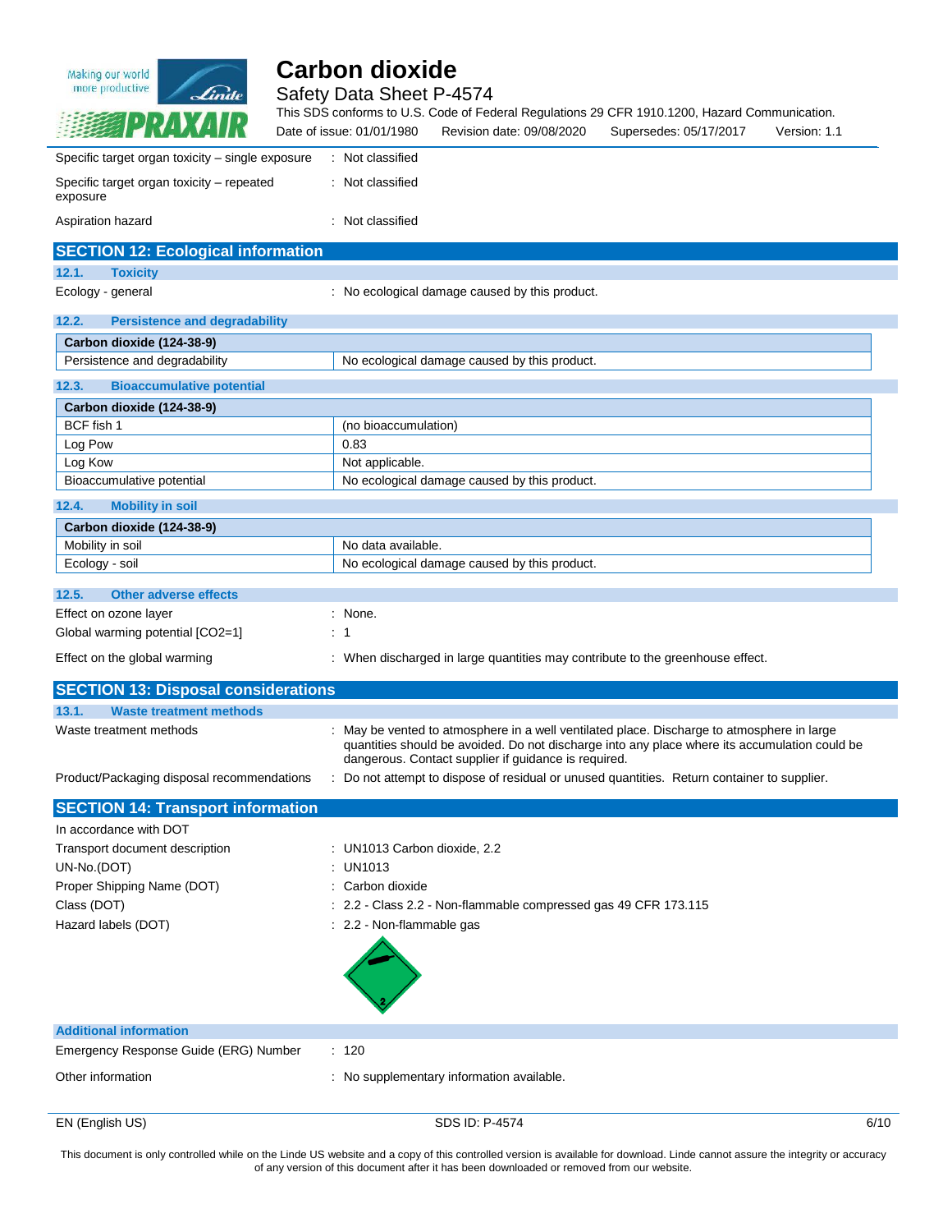| | | |
|---|---|---|
| Specific target organ toxicity – single exposure | : | Not classified |
| Specific target organ toxicity – repeated exposure | : | Not classified |
| Aspiration hazard | : | Not classified |

## SECTION 12: Ecological information

### 12.1. Toxicity

Ecology - general : No ecological damage caused by this product.

### 12.2. Persistence and degradability

| Carbon dioxide (124-38-9) | |
|---|---|
| Persistence and degradability | No ecological damage caused by this product. |

### 12.3. Bioaccumulative potential

| Carbon dioxide (124-38-9) | |
|---|---|
| BCF fish 1 | (no bioaccumulation) |
| Log Pow | 0.83 |
| Log Kow | Not applicable. |
| Bioaccumulative potential | No ecological damage caused by this product. |

### 12.4. Mobility in soil

| Carbon dioxide (124-38-9) | |
|---|---|
| Mobility in soil | No data available. |
| Ecology - soil | No ecological damage caused by this product. |

### 12.5. Other adverse effects

| | | |
|---|---|---|
| Effect on ozone layer | : | None. |
| Global warming potential [CO2=1] | : | 1 |
| Effect on the global warming | : | When discharged in large quantities may contribute to the greenhouse effect. |

## SECTION 13: Disposal considerations

### 13.1. Waste treatment methods

| | | |
|---|---|---|
| Waste treatment methods | : | May be vented to atmosphere in a well ventilated place. Discharge to atmosphere in large quantities should be avoided. Do not discharge into any place where its accumulation could be dangerous. Contact supplier if guidance is required. |
| Product/Packaging disposal recommendations | : | Do not attempt to dispose of residual or unused quantities. Return container to supplier. |

## SECTION 14: Transport information

In accordance with DOT

| | | |
|---|---|---|
| Transport document description | : | UN1013 Carbon dioxide, 2.2 |
| UN-No.(DOT) | : | UN1013 |
| Proper Shipping Name (DOT) | : | Carbon dioxide |
| Class (DOT) | : | 2.2 - Class 2.2 - Non-flammable compressed gas 49 CFR 173.115 |
| Hazard labels (DOT) | : | 2.2 - Non-flammable gas |

### Additional information

| | | |
|---|---|---|
| Emergency Response Guide (ERG) Number | : | 120 |
| Other information | : | No supplementary information available. |

This document is only controlled while on the Linde US website and a copy of this controlled version is available for download. Linde cannot assure the integrity or accuracy of any version of this document after it has been downloaded or removed from our website.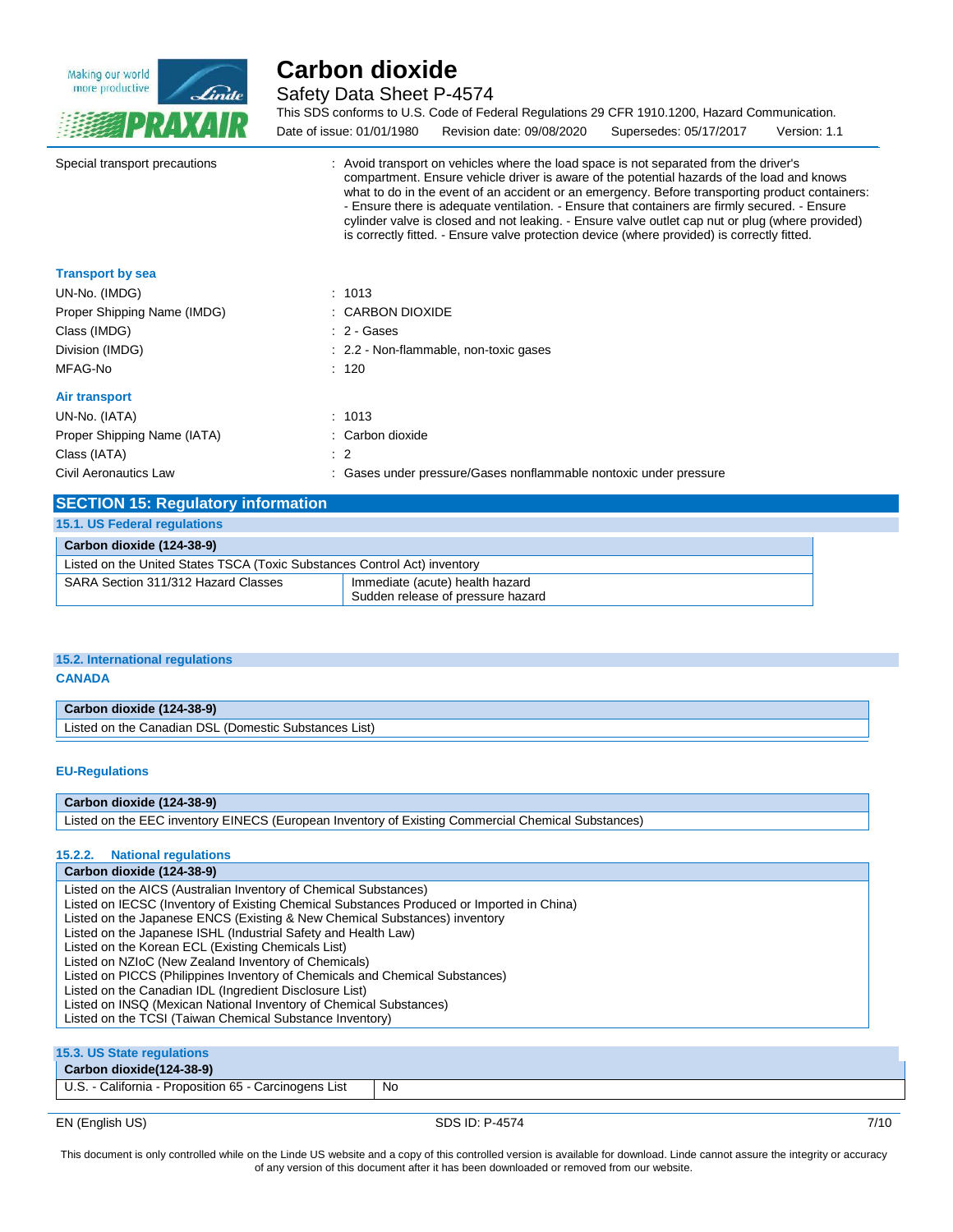| | |
|---|---|
| Special transport precautions | : Avoid transport on vehicles where the load space is not separated from the driver's compartment. Ensure vehicle driver is aware of the potential hazards of the load and knows what to do in the event of an accident or an emergency. Before transporting product containers: - Ensure there is adequate ventilation. - Ensure that containers are firmly secured. - Ensure cylinder valve is closed and not leaking. - Ensure valve outlet cap nut or plug (where provided) is correctly fitted. - Ensure valve protection device (where provided) is correctly fitted. |

**Transport by sea**

| | |
|---|---|
| UN-No. (IMDG) | : 1013 |
| Proper Shipping Name (IMDG) | : CARBON DIOXIDE |
| Class (IMDG) | : 2 - Gases |
| Division (IMDG) | : 2.2 - Non-flammable, non-toxic gases |
| MFAG-No | : 120 |

**Air transport**

| | |
|---|---|
| UN-No. (IATA) | : 1013 |
| Proper Shipping Name (IATA) | : Carbon dioxide |
| Class (IATA) | : 2 |
| Civil Aeronautics Law | : Gases under pressure/Gases nonflammable nontoxic under pressure |

## SECTION 15: Regulatory information

### 15.1. US Federal regulations

| Carbon dioxide (124-38-9) | |
|---|---|
| Listed on the United States TSCA (Toxic Substances Control Act) inventory | |
| SARA Section 311/312 Hazard Classes | Immediate (acute) health hazard<br>Sudden release of pressure hazard |

### 15.2. International regulations

**CANADA**

| Carbon dioxide (124-38-9) |
|---|
| Listed on the Canadian DSL (Domestic Substances List) |

**EU-Regulations**

| Carbon dioxide (124-38-9) |
|---|
| Listed on the EEC inventory EINECS (European Inventory of Existing Commercial Chemical Substances) |

#### 15.2.2. National regulations

| Carbon dioxide (124-38-9) |
|---|
| Listed on the AICS (Australian Inventory of Chemical Substances)<br>Listed on IECSC (Inventory of Existing Chemical Substances Produced or Imported in China)<br>Listed on the Japanese ENCS (Existing & New Chemical Substances) inventory<br>Listed on the Japanese ISHL (Industrial Safety and Health Law)<br>Listed on the Korean ECL (Existing Chemicals List)<br>Listed on NZIoC (New Zealand Inventory of Chemicals)<br>Listed on PICCS (Philippines Inventory of Chemicals and Chemical Substances)<br>Listed on the Canadian IDL (Ingredient Disclosure List)<br>Listed on INSQ (Mexican National Inventory of Chemical Substances)<br>Listed on the TCSI (Taiwan Chemical Substance Inventory) |

### 15.3. US State regulations

| Carbon dioxide(124-38-9) | |
|---|---|
| U.S. - California - Proposition 65 - Carcinogens List | No |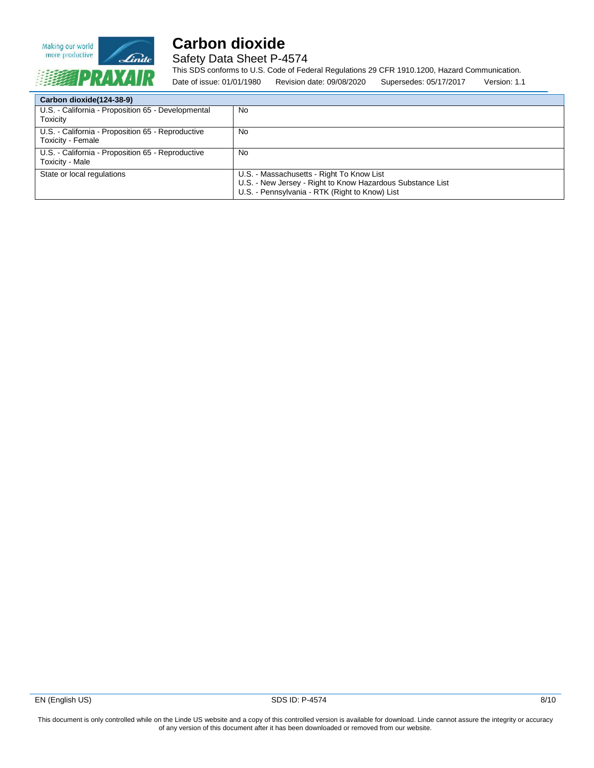| Carbon dioxide(124-38-9) | |
|---|---|
| U.S. - California - Proposition 65 - Developmental Toxicity | No |
| U.S. - California - Proposition 65 - Reproductive Toxicity - Female | No |
| U.S. - California - Proposition 65 - Reproductive Toxicity - Male | No |
| State or local regulations | U.S. - Massachusetts - Right To Know List<br>U.S. - New Jersey - Right to Know Hazardous Substance List<br>U.S. - Pennsylvania - RTK (Right to Know) List |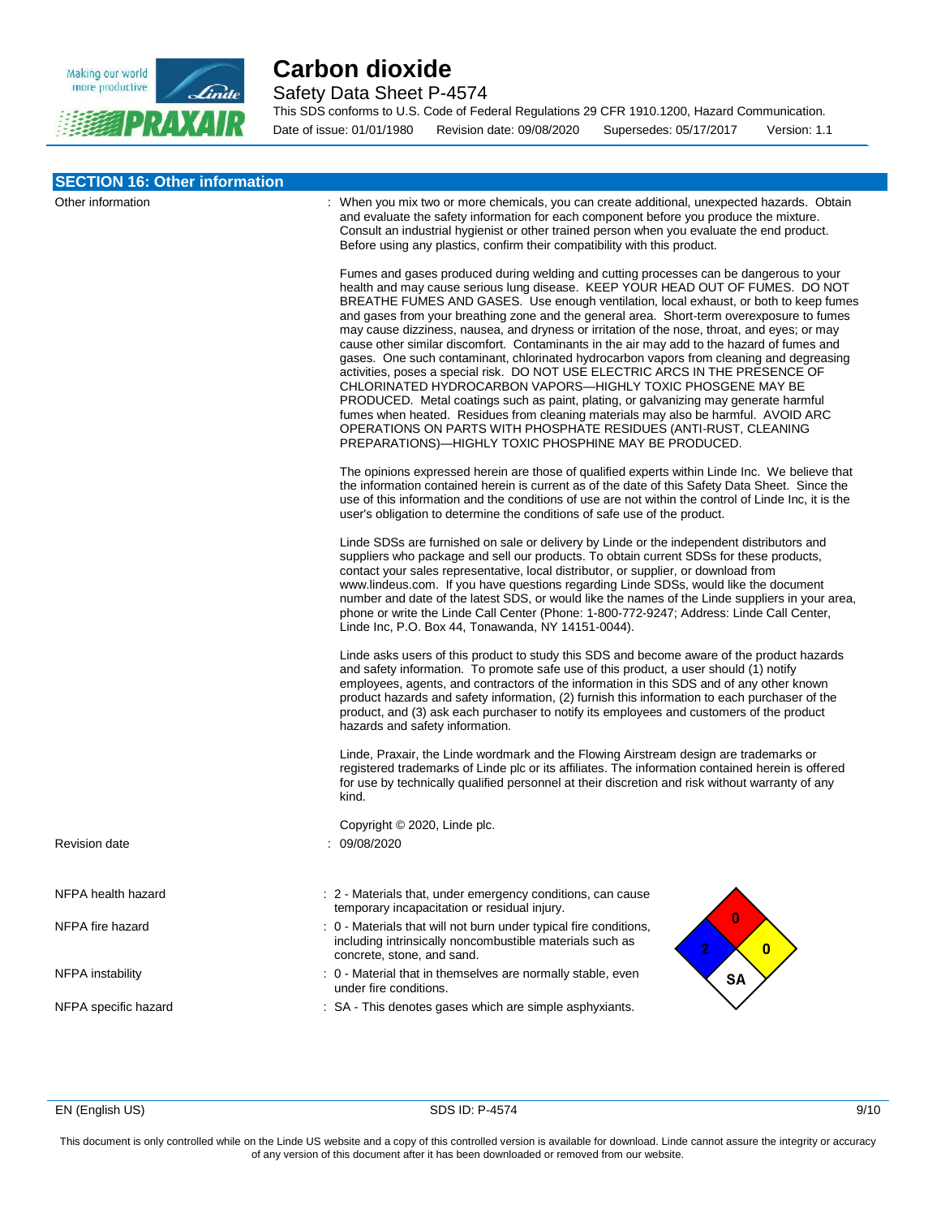## SECTION 16: Other information

Other information : When you mix two or more chemicals, you can create additional, unexpected hazards. Obtain and evaluate the safety information for each component before you produce the mixture. Consult an industrial hygienist or other trained person when you evaluate the end product. Before using any plastics, confirm their compatibility with this product.

Fumes and gases produced during welding and cutting processes can be dangerous to your health and may cause serious lung disease. KEEP YOUR HEAD OUT OF FUMES. DO NOT BREATHE FUMES AND GASES. Use enough ventilation, local exhaust, or both to keep fumes and gases from your breathing zone and the general area. Short-term overexposure to fumes may cause dizziness, nausea, and dryness or irritation of the nose, throat, and eyes; or may cause other similar discomfort. Contaminants in the air may add to the hazard of fumes and gases. One such contaminant, chlorinated hydrocarbon vapors from cleaning and degreasing activities, poses a special risk. DO NOT USE ELECTRIC ARCS IN THE PRESENCE OF CHLORINATED HYDROCARBON VAPORS—HIGHLY TOXIC PHOSGENE MAY BE PRODUCED. Metal coatings such as paint, plating, or galvanizing may generate harmful fumes when heated. Residues from cleaning materials may also be harmful. AVOID ARC OPERATIONS ON PARTS WITH PHOSPHATE RESIDUES (ANTI-RUST, CLEANING PREPARATIONS)—HIGHLY TOXIC PHOSPHINE MAY BE PRODUCED.

The opinions expressed herein are those of qualified experts within Linde Inc. We believe that the information contained herein is current as of the date of this Safety Data Sheet. Since the use of this information and the conditions of use are not within the control of Linde Inc, it is the user's obligation to determine the conditions of safe use of the product.

Linde SDSs are furnished on sale or delivery by Linde or the independent distributors and suppliers who package and sell our products. To obtain current SDSs for these products, contact your sales representative, local distributor, or supplier, or download from www.lindeus.com. If you have questions regarding Linde SDSs, would like the document number and date of the latest SDS, or would like the names of the Linde suppliers in your area, phone or write the Linde Call Center (Phone: 1-800-772-9247; Address: Linde Call Center, Linde Inc, P.O. Box 44, Tonawanda, NY 14151-0044).

Linde asks users of this product to study this SDS and become aware of the product hazards and safety information. To promote safe use of this product, a user should (1) notify employees, agents, and contractors of the information in this SDS and of any other known product hazards and safety information, (2) furnish this information to each purchaser of the product, and (3) ask each purchaser to notify its employees and customers of the product hazards and safety information.

Linde, Praxair, the Linde wordmark and the Flowing Airstream design are trademarks or registered trademarks of Linde plc or its affiliates. The information contained herein is offered for use by technically qualified personnel at their discretion and risk without warranty of any kind.

Copyright © 2020, Linde plc.

Revision date : 09/08/2020

NFPA health hazard : 2 - Materials that, under emergency conditions, can cause temporary incapacitation or residual injury.

NFPA fire hazard : 0 - Materials that will not burn under typical fire conditions, including intrinsically noncombustible materials such as concrete, stone, and sand.

NFPA instability : 0 - Material that in themselves are normally stable, even under fire conditions.

NFPA specific hazard : SA - This denotes gases which are simple asphyxiants.

0
2
0
SA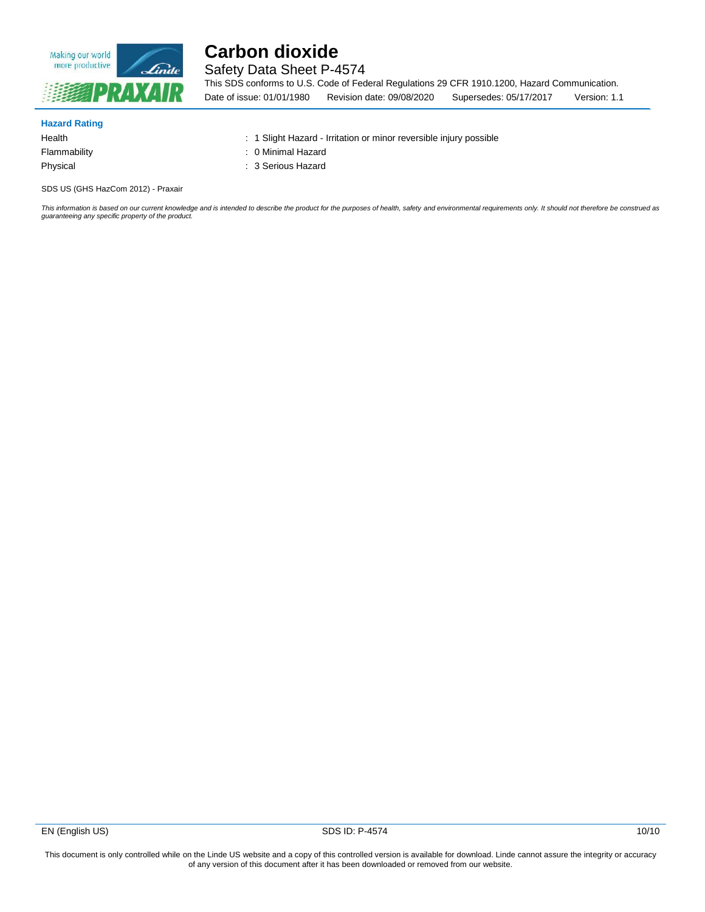### Hazard Rating

Health : 1 Slight Hazard - Irritation or minor reversible injury possible

Flammability : 0 Minimal Hazard

Physical : 3 Serious Hazard

SDS US (GHS HazCom 2012) - Praxair

*This information is based on our current knowledge and is intended to describe the product for the purposes of health, safety and environmental requirements only. It should not therefore be construed as guaranteeing any specific property of the product.*